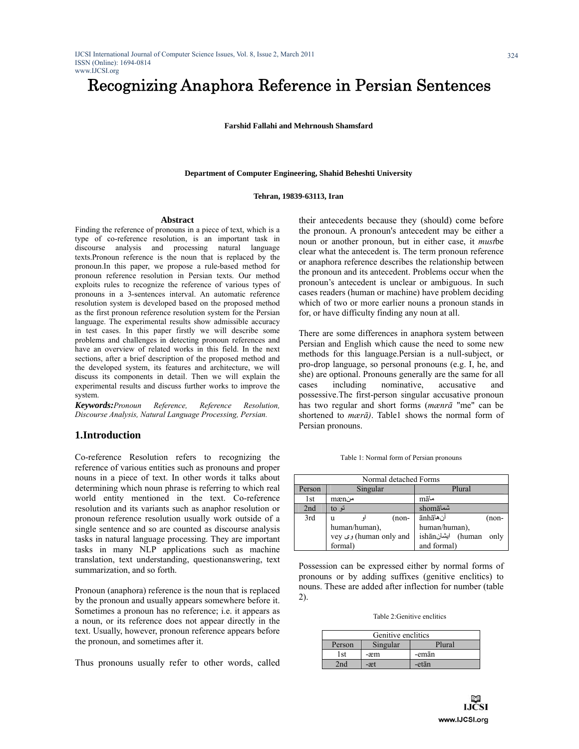# Recognizing Anaphora Reference in Persian Sentences

**Farshid Fallahi and Mehrnoush Shamsfard**

**Department of Computer Engineering, Shahid Beheshti University**

**Tehran, 19839-63113, Iran**

### Abstract

Finding the reference of pronouns in a piece of text, which is a type of co-reference resolution, is an important task in discourse analysis and processing natural language texts.Pronoun reference is the noun that is replaced by the pronoun.In this paper, we propose a rule-based method for pronoun reference resolution in Persian texts. Our method exploits rules to recognize the reference of various types of pronouns in a 3-sentences interval. An automatic reference resolution system is developed based on the proposed method as the first pronoun reference resolution system for the Persian language. The experimental results show admissible accuracy in test cases. In this paper firstly we will describe some problems and challenges in detecting pronoun references and have an overview of related works in this field. In the next sections, after a brief description of the proposed method and the developed system, its features and architecture, we will discuss its components in detail. Then we will explain the experimental results and discuss further works to improve the system.

***Keywords:*** *Pronoun Reference, Reference Resolution, Discourse Analysis, Natural Language Processing, Persian.*

## 1.Introduction

Co-reference Resolution refers to recognizing the reference of various entities such as pronouns and proper nouns in a piece of text. In other words it talks about determining which noun phrase is referring to which real world entity mentioned in the text. Co-reference resolution and its variants such as anaphor resolution or pronoun reference resolution usually work outside of a single sentence and so are counted as discourse analysis tasks in natural language processing. They are important tasks in many NLP applications such as machine translation, text understanding, questionanswering, text summarization, and so forth.

Pronoun (anaphora) reference is the noun that is replaced by the pronoun and usually appears somewhere before it. Sometimes a pronoun has no reference; i.e. it appears as a noun, or its reference does not appear directly in the text. Usually, however, pronoun reference appears before the pronoun, and sometimes after it.

Thus pronouns usually refer to other words, called their antecedents because they (should) come before the pronoun. A pronoun's antecedent may be either a noun or another pronoun, but in either case, it *must*be clear what the antecedent is. The term pronoun reference or anaphora reference describes the relationship between the pronoun and its antecedent. Problems occur when the pronoun's antecedent is unclear or ambiguous. In such cases readers (human or machine) have problem deciding which of two or more earlier nouns a pronoun stands in for, or have difficulty finding any noun at all.

There are some differences in anaphora system between Persian and English which cause the need to some new methods for this language.Persian is a null-subject, or pro-drop language, so personal pronouns (e.g. I, he, and she) are optional. Pronouns generally are the same for all cases including nominative, accusative and possessive.The first-person singular accusative pronoun has two regular and short forms (*mænrā* "me" can be shortened to *mærā)*. Table1 shows the normal form of Persian pronouns.

Table 1: Normal form of Persian pronouns

| Normal detached Forms | | |
|---|---|---|
| Person | Singular | Plural |
| 1st | mænمن | māما |
| 2nd | to تو | shomāشما |
| 3rd | u او (non-human/human), vey وی (human only and formal) | ānhāآنها (non-human/human), ishānایشان (human only and formal) |

Possession can be expressed either by normal forms of pronouns or by adding suffixes (genitive enclitics) to nouns. These are added after inflection for number (table 2).

Table 2:Genitive enclitics

| Genitive enclitics | | |
|---|---|---|
| Person | Singular | Plural |
| 1st | -æm | -emān |
| 2nd | -æt | -etān |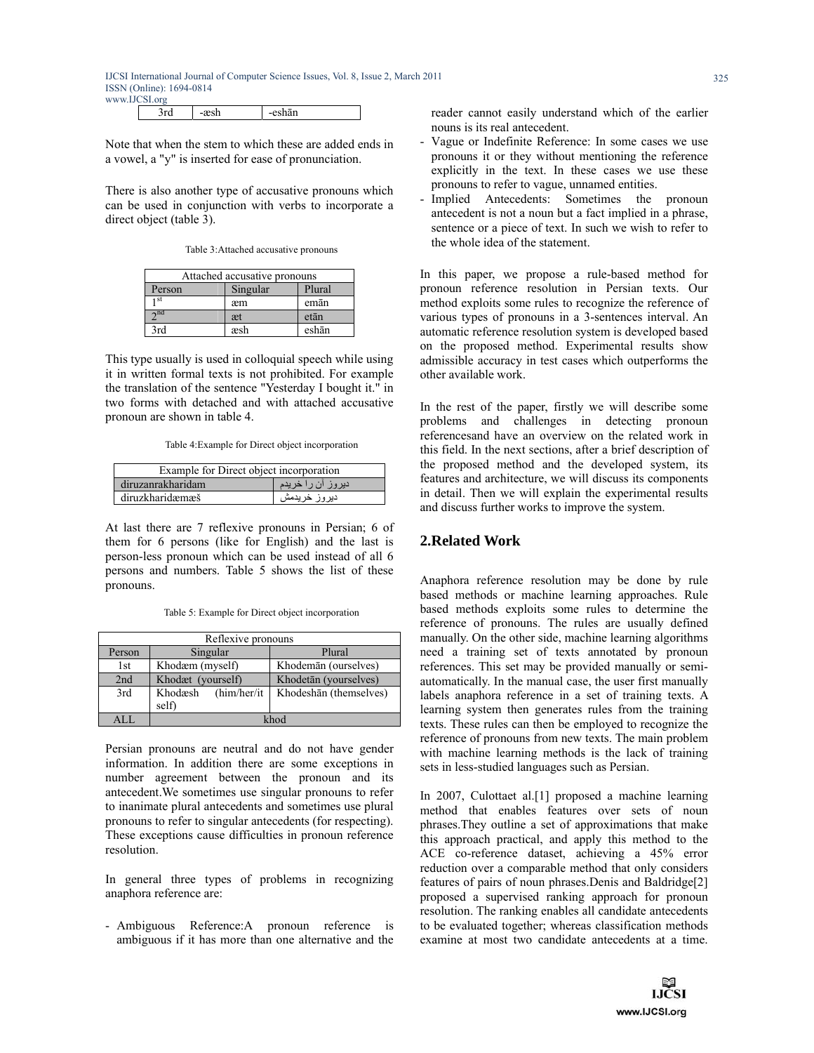| 3rd | -æsh | -eshān |
|---|---|---|

Note that when the stem to which these are added ends in a vowel, a "y" is inserted for ease of pronunciation.

There is also another type of accusative pronouns which can be used in conjunction with verbs to incorporate a direct object (table 3).

Table 3:Attached accusative pronouns

| Attached accusative pronouns | | |
|---|---|---|
| Person | Singular | Plural |
| 1st | æm | emān |
| 2nd | æt | etān |
| 3rd | æsh | eshān |

This type usually is used in colloquial speech while using it in written formal texts is not prohibited. For example the translation of the sentence "Yesterday I bought it." in two forms with detached and with attached accusative pronoun are shown in table 4.

Table 4:Example for Direct object incorporation

| Example for Direct object incorporation | |
|---|---|
| diruzanrakharidam | دیروز آن را خریدم |
| diruzkharidæmæš | دیروز خریدمش |

At last there are 7 reflexive pronouns in Persian; 6 of them for 6 persons (like for English) and the last is person-less pronoun which can be used instead of all 6 persons and numbers. Table 5 shows the list of these pronouns.

Table 5: Example for Direct object incorporation

| Reflexive pronouns | | |
|---|---|---|
| Person | Singular | Plural |
| 1st | Khodæm (myself) | Khodemān (ourselves) |
| 2nd | Khodæt (yourself) | Khodetān (yourselves) |
| 3rd | Khodæsh (him/her/it self) | Khodeshān (themselves) |
| ALL | khod | |

Persian pronouns are neutral and do not have gender information. In addition there are some exceptions in number agreement between the pronoun and its antecedent.We sometimes use singular pronouns to refer to inanimate plural antecedents and sometimes use plural pronouns to refer to singular antecedents (for respecting). These exceptions cause difficulties in pronoun reference resolution.

In general three types of problems in recognizing anaphora reference are:

- Ambiguous Reference:A pronoun reference is ambiguous if it has more than one alternative and the reader cannot easily understand which of the earlier nouns is its real antecedent.
- Vague or Indefinite Reference: In some cases we use pronouns it or they without mentioning the reference explicitly in the text. In these cases we use these pronouns to refer to vague, unnamed entities.
- Implied Antecedents: Sometimes the pronoun antecedent is not a noun but a fact implied in a phrase, sentence or a piece of text. In such we wish to refer to the whole idea of the statement.

In this paper, we propose a rule-based method for pronoun reference resolution in Persian texts. Our method exploits some rules to recognize the reference of various types of pronouns in a 3-sentences interval. An automatic reference resolution system is developed based on the proposed method. Experimental results show admissible accuracy in test cases which outperforms the other available work.

In the rest of the paper, firstly we will describe some problems and challenges in detecting pronoun referencesand have an overview on the related work in this field. In the next sections, after a brief description of the proposed method and the developed system, its features and architecture, we will discuss its components in detail. Then we will explain the experimental results and discuss further works to improve the system.

## 2.Related Work

Anaphora reference resolution may be done by rule based methods or machine learning approaches. Rule based methods exploits some rules to determine the reference of pronouns. The rules are usually defined manually. On the other side, machine learning algorithms need a training set of texts annotated by pronoun references. This set may be provided manually or semi-automatically. In the manual case, the user first manually labels anaphora reference in a set of training texts. A learning system then generates rules from the training texts. These rules can then be employed to recognize the reference of pronouns from new texts. The main problem with machine learning methods is the lack of training sets in less-studied languages such as Persian.

In 2007, Culottaet al.[1] proposed a machine learning method that enables features over sets of noun phrases.They outline a set of approximations that make this approach practical, and apply this method to the ACE co-reference dataset, achieving a 45% error reduction over a comparable method that only considers features of pairs of noun phrases.Denis and Baldridge[2] proposed a supervised ranking approach for pronoun resolution. The ranking enables all candidate antecedents to be evaluated together; whereas classification methods examine at most two candidate antecedents at a time.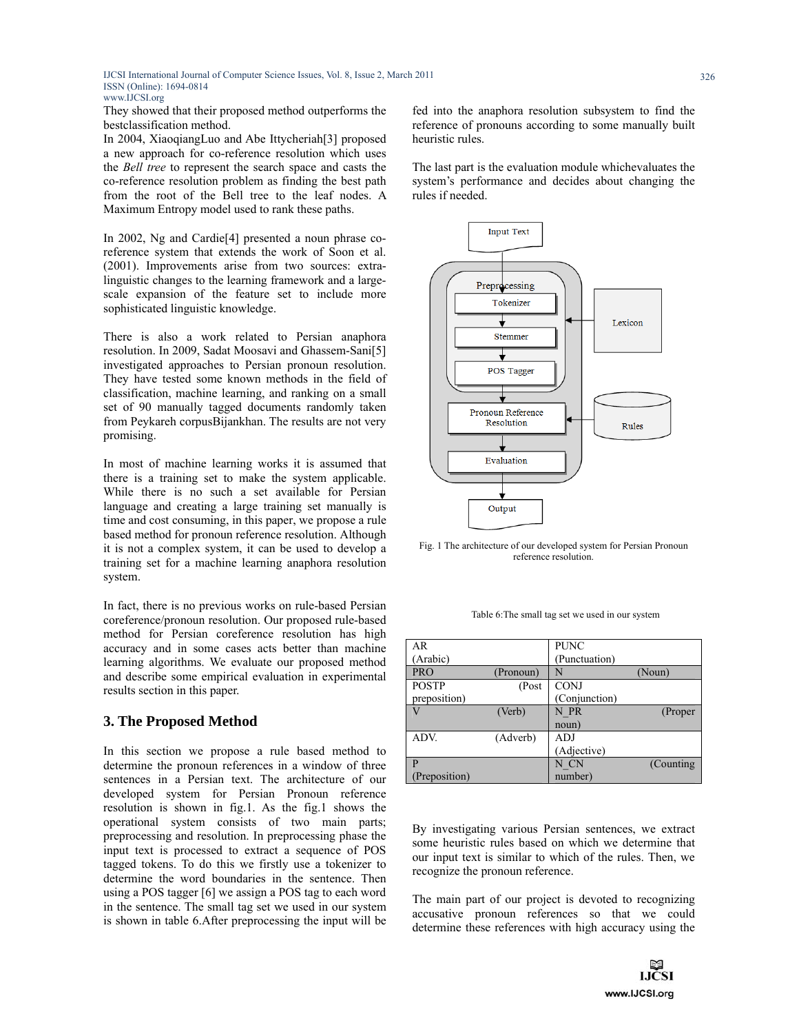They showed that their proposed method outperforms the bestclassification method.

In 2004, XiaoqiangLuo and Abe Ittycheriah[3] proposed a new approach for co-reference resolution which uses the *Bell tree* to represent the search space and casts the co-reference resolution problem as finding the best path from the root of the Bell tree to the leaf nodes. A Maximum Entropy model used to rank these paths.

In 2002, Ng and Cardie[4] presented a noun phrase co-reference system that extends the work of Soon et al. (2001). Improvements arise from two sources: extra-linguistic changes to the learning framework and a large-scale expansion of the feature set to include more sophisticated linguistic knowledge.

There is also a work related to Persian anaphora resolution. In 2009, Sadat Moosavi and Ghassem-Sani[5] investigated approaches to Persian pronoun resolution. They have tested some known methods in the field of classification, machine learning, and ranking on a small set of 90 manually tagged documents randomly taken from Peykareh corpusBijankhan. The results are not very promising.

In most of machine learning works it is assumed that there is a training set to make the system applicable. While there is no such a set available for Persian language and creating a large training set manually is time and cost consuming, in this paper, we propose a rule based method for pronoun reference resolution. Although it is not a complex system, it can be used to develop a training set for a machine learning anaphora resolution system.

In fact, there is no previous works on rule-based Persian coreference/pronoun resolution. Our proposed rule-based method for Persian coreference resolution has high accuracy and in some cases acts better than machine learning algorithms. We evaluate our proposed method and describe some empirical evaluation in experimental results section in this paper.

## 3. The Proposed Method

In this section we propose a rule based method to determine the pronoun references in a window of three sentences in a Persian text. The architecture of our developed system for Persian Pronoun reference resolution is shown in fig.1. As the fig.1 shows the operational system consists of two main parts; preprocessing and resolution. In preprocessing phase the input text is processed to extract a sequence of POS tagged tokens. To do this we firstly use a tokenizer to determine the word boundaries in the sentence. Then using a POS tagger [6] we assign a POS tag to each word in the sentence. The small tag set we used in our system is shown in table 6.After preprocessing the input will be fed into the anaphora resolution subsystem to find the reference of pronouns according to some manually built heuristic rules.

The last part is the evaluation module whichevaluates the system's performance and decides about changing the rules if needed.

Fig. 1 The architecture of our developed system for Persian Pronoun reference resolution.

Table 6:The small tag set we used in our system

| | |
|---|---|
| AR (Arabic) | PUNC (Punctuation) |
| PRO (Pronoun) | N (Noun) |
| POSTP (Post preposition) | CONJ (Conjunction) |
| V (Verb) | N_PR (Proper noun) |
| ADV. (Adverb) | ADJ (Adjective) |
| P (Preposition) | N_CN (Counting number) |

By investigating various Persian sentences, we extract some heuristic rules based on which we determine that our input text is similar to which of the rules. Then, we recognize the pronoun reference.

The main part of our project is devoted to recognizing accusative pronoun references so that we could determine these references with high accuracy using the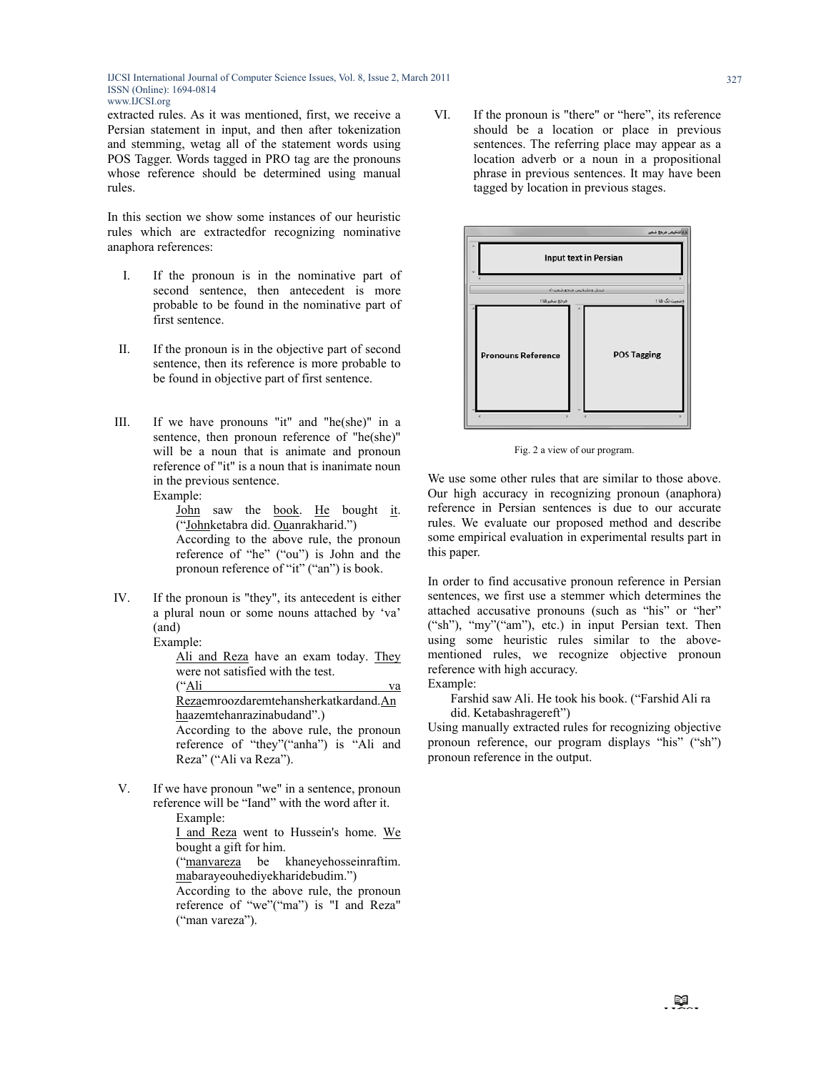extracted rules. As it was mentioned, first, we receive a Persian statement in input, and then after tokenization and stemming, wetag all of the statement words using POS Tagger. Words tagged in PRO tag are the pronouns whose reference should be determined using manual rules.

In this section we show some instances of our heuristic rules which are extractedfor recognizing nominative anaphora references:

I. If the pronoun is in the nominative part of second sentence, then antecedent is more probable to be found in the nominative part of first sentence.

II. If the pronoun is in the objective part of second sentence, then its reference is more probable to be found in objective part of first sentence.

III. If we have pronouns "it" and "he(she)" in a sentence, then pronoun reference of "he(she)" will be a noun that is animate and pronoun reference of "it" is a noun that is inanimate noun in the previous sentence.
Example:
John saw the book. He bought it. ("Johnketabra did. Ouanrakharid.")
According to the above rule, the pronoun reference of "he" ("ou") is John and the pronoun reference of "it" ("an") is book.

IV. If the pronoun is "they", its antecedent is either a plural noun or some nouns attached by 'va' (and)
Example:
Ali and Reza have an exam today. They were not satisfied with the test.
("Ali va Rezaemroozdaremtehansherkatkardand.Anhaazemtehanrazinabudand".)
According to the above rule, the pronoun reference of "they"("anha") is "Ali and Reza" ("Ali va Reza").

V. If we have pronoun "we" in a sentence, pronoun reference will be "Iand" with the word after it.
Example:
I and Reza went to Hussein's home. We bought a gift for him.
("manvareza be khaneyehosseinraftim. mabarayeouhediyekharidebudim.")
According to the above rule, the pronoun reference of "we"("ma") is "I and Reza" ("man vareza").

VI. If the pronoun is "there" or "here", its reference should be a location or place in previous sentences. The referring place may appear as a location adverb or a noun in a propositional phrase in previous sentences. It may have been tagged by location in previous stages.

Fig. 2 a view of our program.

We use some other rules that are similar to those above. Our high accuracy in recognizing pronoun (anaphora) reference in Persian sentences is due to our accurate rules. We evaluate our proposed method and describe some empirical evaluation in experimental results part in this paper.

In order to find accusative pronoun reference in Persian sentences, we first use a stemmer which determines the attached accusative pronouns (such as "his" or "her" ("sh"), "my"("am"), etc.) in input Persian text. Then using some heuristic rules similar to the above-mentioned rules, we recognize objective pronoun reference with high accuracy.
Example:

Farshid saw Ali. He took his book. ("Farshid Ali ra did. Ketabashragereft")

Using manually extracted rules for recognizing objective pronoun reference, our program displays "his" ("sh") pronoun reference in the output.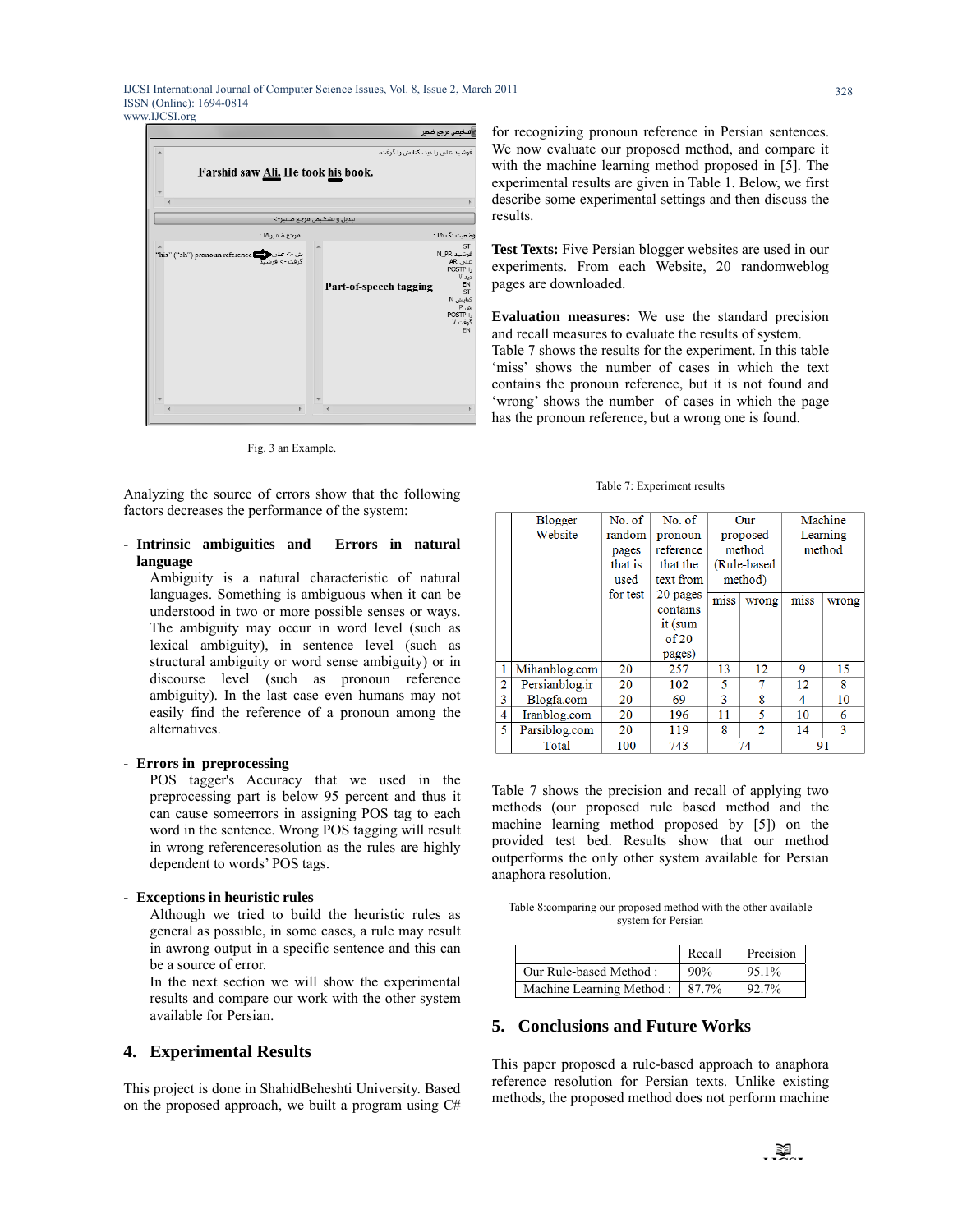Fig. 3 an Example.

Analyzing the source of errors show that the following factors decreases the performance of the system:

- **Intrinsic ambiguities and Errors in natural language**

  Ambiguity is a natural characteristic of natural languages. Something is ambiguous when it can be understood in two or more possible senses or ways. The ambiguity may occur in word level (such as lexical ambiguity), in sentence level (such as structural ambiguity or word sense ambiguity) or in discourse level (such as pronoun reference ambiguity). In the last case even humans may not easily find the reference of a pronoun among the alternatives.

- **Errors in preprocessing**

  POS tagger's Accuracy that we used in the preprocessing part is below 95 percent and thus it can cause someerrors in assigning POS tag to each word in the sentence. Wrong POS tagging will result in wrong referenceresolution as the rules are highly dependent to words' POS tags.

- **Exceptions in heuristic rules**

  Although we tried to build the heuristic rules as general as possible, in some cases, a rule may result in awrong output in a specific sentence and this can be a source of error.

  In the next section we will show the experimental results and compare our work with the other system available for Persian.

## 4. Experimental Results

This project is done in ShahidBeheshti University. Based on the proposed approach, we built a program using C# for recognizing pronoun reference in Persian sentences. We now evaluate our proposed method, and compare it with the machine learning method proposed in [5]. The experimental results are given in Table 1. Below, we first describe some experimental settings and then discuss the results.

**Test Texts:** Five Persian blogger websites are used in our experiments. From each Website, 20 randomweblog pages are downloaded.

**Evaluation measures:** We use the standard precision and recall measures to evaluate the results of system. Table 7 shows the results for the experiment. In this table 'miss' shows the number of cases in which the text contains the pronoun reference, but it is not found and 'wrong' shows the number of cases in which the page has the pronoun reference, but a wrong one is found.

Table 7: Experiment results

| | Blogger Website | No. of random pages that is used for test | No. of pronoun reference that the text from 20 pages contains it (sum of 20 pages) | Our proposed method (Rule-based method) | | Machine Learning method | |
|---|---|---|---|---|---|---|---|
| | | | | miss | wrong | miss | wrong |
| 1 | Mihanblog.com | 20 | 257 | 13 | 12 | 9 | 15 |
| 2 | Persianblog.ir | 20 | 102 | 5 | 7 | 12 | 8 |
| 3 | Blogfa.com | 20 | 69 | 3 | 8 | 4 | 10 |
| 4 | Iranblog.com | 20 | 196 | 11 | 5 | 10 | 6 |
| 5 | Parsiblog.com | 20 | 119 | 8 | 2 | 14 | 3 |
| | Total | 100 | 743 | 74 | | 91 | |

Table 7 shows the precision and recall of applying two methods (our proposed rule based method and the machine learning method proposed by [5]) on the provided test bed. Results show that our method outperforms the only other system available for Persian anaphora resolution.

Table 8:comparing our proposed method with the other available system for Persian

| | Recall | Precision |
|---|---|---|
| Our Rule-based Method : | 90% | 95.1% |
| Machine Learning Method : | 87.7% | 92.7% |

## 5. Conclusions and Future Works

This paper proposed a rule-based approach to anaphora reference resolution for Persian texts. Unlike existing methods, the proposed method does not perform machine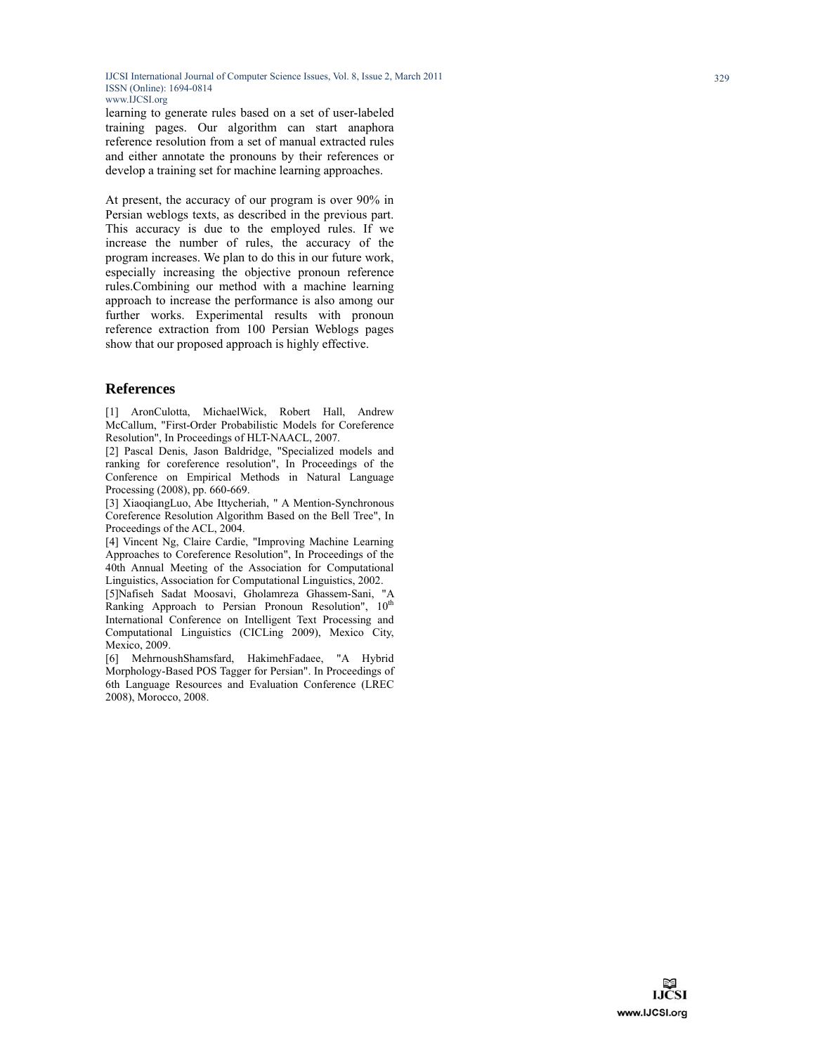learning to generate rules based on a set of user-labeled training pages. Our algorithm can start anaphora reference resolution from a set of manual extracted rules and either annotate the pronouns by their references or develop a training set for machine learning approaches.

At present, the accuracy of our program is over 90% in Persian weblogs texts, as described in the previous part. This accuracy is due to the employed rules. If we increase the number of rules, the accuracy of the program increases. We plan to do this in our future work, especially increasing the objective pronoun reference rules.Combining our method with a machine learning approach to increase the performance is also among our further works. Experimental results with pronoun reference extraction from 100 Persian Weblogs pages show that our proposed approach is highly effective.

## References

[1] AronCulotta, MichaelWick, Robert Hall, Andrew McCallum, "First-Order Probabilistic Models for Coreference Resolution", In Proceedings of HLT-NAACL, 2007.

[2] Pascal Denis, Jason Baldridge, "Specialized models and ranking for coreference resolution", In Proceedings of the Conference on Empirical Methods in Natural Language Processing (2008), pp. 660-669.

[3] XiaoqiangLuo, Abe Ittycheriah, " A Mention-Synchronous Coreference Resolution Algorithm Based on the Bell Tree", In Proceedings of the ACL, 2004.

[4] Vincent Ng, Claire Cardie, "Improving Machine Learning Approaches to Coreference Resolution", In Proceedings of the 40th Annual Meeting of the Association for Computational Linguistics, Association for Computational Linguistics, 2002.

[5]Nafiseh Sadat Moosavi, Gholamreza Ghassem-Sani, "A Ranking Approach to Persian Pronoun Resolution", 10th International Conference on Intelligent Text Processing and Computational Linguistics (CICLing 2009), Mexico City, Mexico, 2009.

[6] MehrnoushShamsfard, HakimehFadaee, "A Hybrid Morphology-Based POS Tagger for Persian". In Proceedings of 6th Language Resources and Evaluation Conference (LREC 2008), Morocco, 2008.